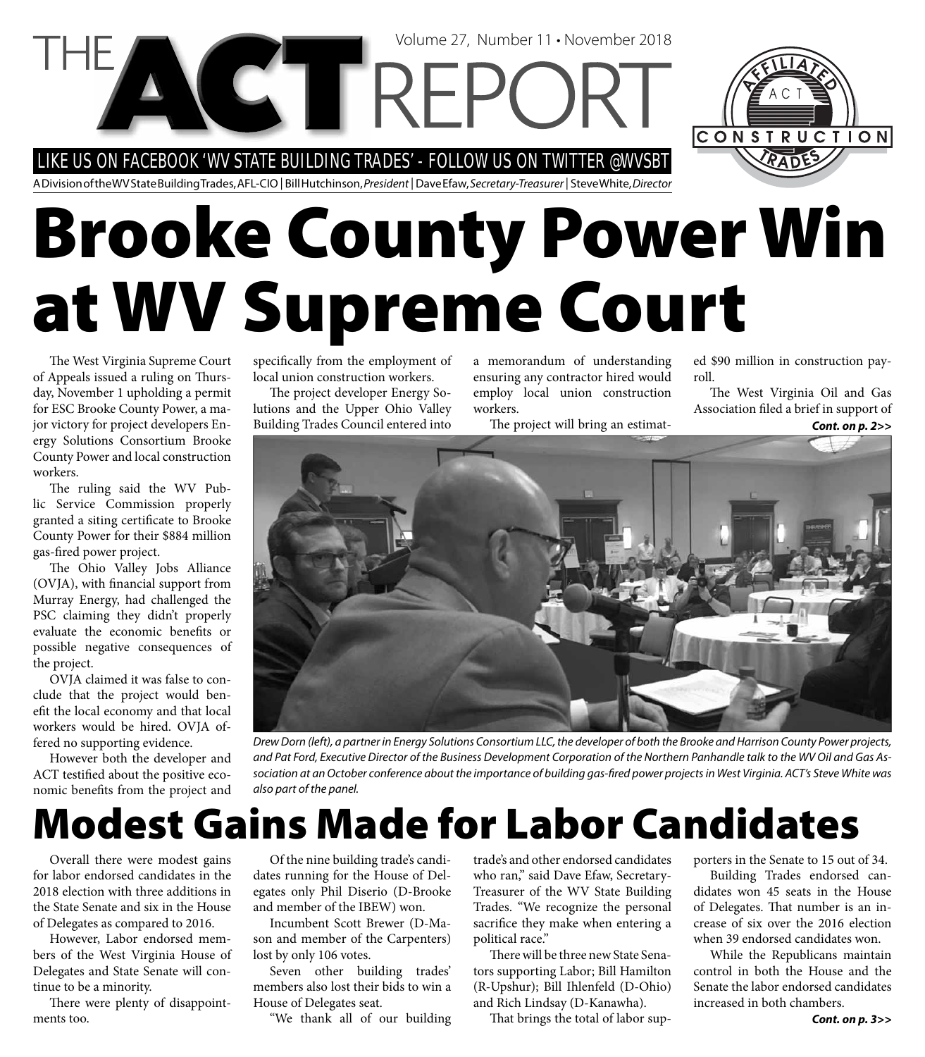# THE ACT REPORT

Volume 27, Number 11 • November 2018

LIKE US ON FACEBOOK 'WV STATE BUILDING TRADES' - FOLLOW US ON TWITTER @WVSBT

A Division of the WV State Building Trades, AFL-CIO | Bill Hutchinson, *President* | Dave Efaw, *Secretary-Treasurer* | Steve White, *Director*

# Brooke County Power Win at WV Supreme Court

The West Virginia Supreme Court of Appeals issued a ruling on Thursday, November 1 upholding a permit for ESC Brooke County Power, a major victory for project developers Energy Solutions Consortium Brooke County Power and local construction workers.

The ruling said the WV Public Service Commission properly granted a siting certificate to Brooke County Power for their $884 million gas-fired power project.

The Ohio Valley Jobs Alliance (OVJA), with financial support from Murray Energy, had challenged the PSC claiming they didn't properly evaluate the economic benefits or possible negative consequences of the project.

OVJA claimed it was false to conclude that the project would benefit the local economy and that local workers would be hired. OVJA offered no supporting evidence.

However both the developer and ACT testified about the positive economic benefits from the project and specifically from the employment of local union construction workers.

The project developer Energy Solutions and the Upper Ohio Valley Building Trades Council entered into a memorandum of understanding ensuring any contractor hired would employ local union construction workers.

The project will bring an estimated $90 million in construction payroll.

The West Virginia Oil and Gas Association filed a brief in support of

***Cont. on p. 2>>***

*Drew Dorn (left), a partner in Energy Solutions Consortium LLC, the developer of both the Brooke and Harrison County Power projects, and Pat Ford, Executive Director of the Business Development Corporation of the Northern Panhandle talk to the WV Oil and Gas Association at an October conference about the importance of building gas-fired power projects in West Virginia. ACT's Steve White was also part of the panel.*

# Modest Gains Made for Labor Candidates

Overall there were modest gains for labor endorsed candidates in the 2018 election with three additions in the State Senate and six in the House of Delegates as compared to 2016.

However, Labor endorsed members of the West Virginia House of Delegates and State Senate will continue to be a minority.

There were plenty of disappointments too.

Of the nine building trade's candidates running for the House of Delegates only Phil Diserio (D-Brooke and member of the IBEW) won.

Incumbent Scott Brewer (D-Mason and member of the Carpenters) lost by only 106 votes.

Seven other building trades' members also lost their bids to win a House of Delegates seat.

"We thank all of our building trade's and other endorsed candidates who ran," said Dave Efaw, Secretary-Treasurer of the WV State Building Trades. "We recognize the personal sacrifice they make when entering a political race."

There will be three new State Senators supporting Labor; Bill Hamilton (R-Upshur); Bill Ihlenfeld (D-Ohio) and Rich Lindsay (D-Kanawha).

That brings the total of labor supporters in the Senate to 15 out of 34.

Building Trades endorsed candidates won 45 seats in the House of Delegates. That number is an increase of six over the 2016 election when 39 endorsed candidates won.

While the Republicans maintain control in both the House and the Senate the labor endorsed candidates increased in both chambers.

***Cont. on p. 3>>***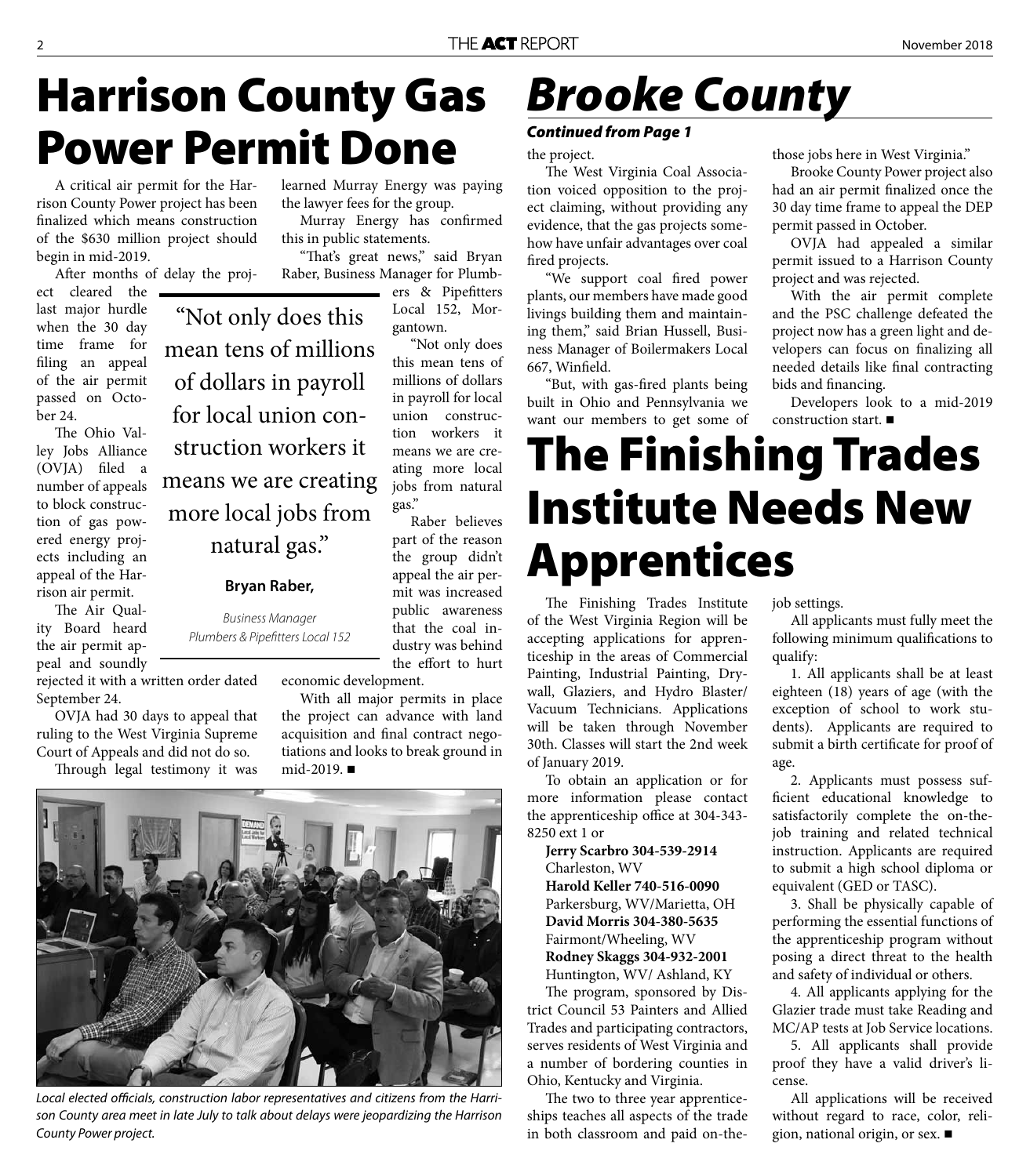# Harrison County Gas Power Permit Done

A critical air permit for the Harrison County Power project has been finalized which means construction of the $630 million project should begin in mid-2019.

After months of delay the project cleared the last major hurdle when the 30 day time frame for filing an appeal of the air permit passed on October 24.

The Ohio Valley Jobs Alliance (OVJA) filed a number of appeals to block construction of gas powered energy projects including an appeal of the Harrison air permit.

The Air Quality Board heard the air permit appeal and soundly rejected it with a written order dated September 24.

OVJA had 30 days to appeal that ruling to the West Virginia Supreme Court of Appeals and did not do so.

Through legal testimony it was learned Murray Energy was paying the lawyer fees for the group.

Murray Energy has confirmed this in public statements.

"That's great news," said Bryan Raber, Business Manager for Plumbers & Pipefitters Local 152, Morgantown.

"Not only does this mean tens of millions of dollars in payroll for local union construction workers it means we are creating more local jobs from natural gas."

Raber believes part of the reason the group didn't appeal the air permit was increased public awareness that the coal industry was behind the effort to hurt economic development.

With all major permits in place the project can advance with land acquisition and final contract negotiations and looks to break ground in mid-2019. ■

> "Not only does this mean tens of millions of dollars in payroll for local union construction workers it means we are creating more local jobs from natural gas."
>
> **Bryan Raber,**
>
> *Business Manager*
> *Plumbers & Pipefitters Local 152*

*Local elected officials, construction labor representatives and citizens from the Harrison County area meet in late July to talk about delays were jeopardizing the Harrison County Power project.*

# *Brooke County*

***Continued from Page 1***

the project.

The West Virginia Coal Association voiced opposition to the project claiming, without providing any evidence, that the gas projects somehow have unfair advantages over coal fired projects.

"We support coal fired power plants, our members have made good livings building them and maintaining them," said Brian Hussell, Business Manager of Boilermakers Local 667, Winfield.

"But, with gas-fired plants being built in Ohio and Pennsylvania we want our members to get some of those jobs here in West Virginia."

Brooke County Power project also had an air permit finalized once the 30 day time frame to appeal the DEP permit passed in October.

OVJA had appealed a similar permit issued to a Harrison County project and was rejected.

With the air permit complete and the PSC challenge defeated the project now has a green light and developers can focus on finalizing all needed details like final contracting bids and financing.

Developers look to a mid-2019 construction start. ■

# The Finishing Trades Institute Needs New Apprentices

The Finishing Trades Institute of the West Virginia Region will be accepting applications for apprenticeship in the areas of Commercial Painting, Industrial Painting, Drywall, Glaziers, and Hydro Blaster/Vacuum Technicians. Applications will be taken through November 30th. Classes will start the 2nd week of January 2019.

To obtain an application or for more information please contact the apprenticeship office at 304-343-8250 ext 1 or

**Jerry Scarbro 304-539-2914**
Charleston, WV
**Harold Keller 740-516-0090**
Parkersburg, WV/Marietta, OH
**David Morris 304-380-5635**
Fairmont/Wheeling, WV
**Rodney Skaggs 304-932-2001**
Huntington, WV/ Ashland, KY

The program, sponsored by District Council 53 Painters and Allied Trades and participating contractors, serves residents of West Virginia and a number of bordering counties in Ohio, Kentucky and Virginia.

The two to three year apprenticeships teaches all aspects of the trade in both classroom and paid on-the-job settings.

All applicants must fully meet the following minimum qualifications to qualify:

1. All applicants shall be at least eighteen (18) years of age (with the exception of school to work students). Applicants are required to submit a birth certificate for proof of age.
2. Applicants must possess sufficient educational knowledge to satisfactorily complete the on-the-job training and related technical instruction. Applicants are required to submit a high school diploma or equivalent (GED or TASC).
3. Shall be physically capable of performing the essential functions of the apprenticeship program without posing a direct threat to the health and safety of individual or others.
4. All applicants applying for the Glazier trade must take Reading and MC/AP tests at Job Service locations.
5. All applicants shall provide proof they have a valid driver's license.

All applications will be received without regard to race, color, religion, national origin, or sex. ■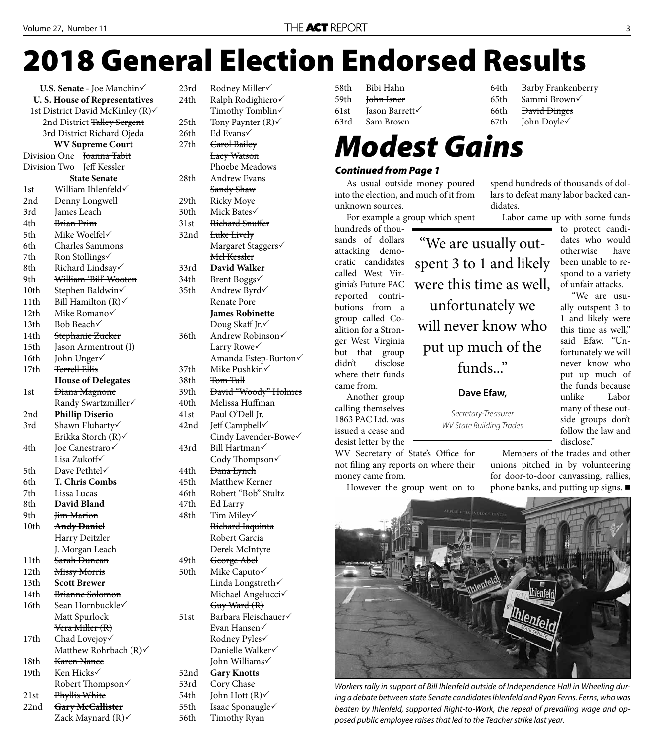# 2018 General Election Endorsed Results

**U.S. Senate** - Joe Manchin✓

**U. S. House of Representatives**

1st District David McKinley (R)✓

2nd District ~~Talley Sergent~~

3rd District ~~Richard Ojeda~~

**WV Supreme Court**

Division One ~~Joanna Tabit~~

Division Two ~~Jeff Kessler~~

**State Senate**

| District | Candidate |
|---|---|
| 1st | William Ihlenfeld✓ |
| 2nd | ~~Denny Longwell~~ |
| 3rd | ~~James Leach~~ |
| 4th | ~~Brian Prim~~ |
| 5th | Mike Woelfel✓ |
| 6th | ~~Charles Sammons~~ |
| 7th | Ron Stollings✓ |
| 8th | Richard Lindsay✓ |
| 9th | ~~William 'Bill' Wooton~~ |
| 10th | Stephen Baldwin✓ |
| 11th | Bill Hamilton (R)✓ |
| 12th | Mike Romano✓ |
| 13th | Bob Beach✓ |
| 14th | ~~Stephanie Zucker~~ |
| 15th | ~~Jason Armentrout (I)~~ |
| 16th | John Unger✓ |
| 17th | ~~Terrell Ellis~~ |

**House of Delegates**

| District | Candidate |
|---|---|
| 1st | ~~Diana Magnone~~ |
| | Randy Swartzmiller✓ |
| 2nd | **Phillip Diserio** |
| 3rd | Shawn Fluharty✓ |
| | Erikka Storch (R)✓ |
| 4th | Joe Canestraro✓ |
| | Lisa Zukoff✓ |
| 5th | Dave Pethtel✓ |
| 6th | ~~**T. Chris Combs**~~ |
| 7th | ~~Lissa Lucas~~ |
| 8th | ~~**David Bland**~~ |
| 9th | ~~Jim Marion~~ |
| 10th | ~~**Andy Daniel**~~ |
| | ~~Harry Deitzler~~ |
| | ~~J. Morgan Leach~~ |
| 11th | ~~Sarah Duncan~~ |
| 12th | ~~Missy Morris~~ |
| 13th | ~~**Scott Brewer**~~ |
| 14th | ~~Brianne Solomon~~ |
| 16th | Sean Hornbuckle✓ |
| | ~~Matt Spurlock~~ |
| | ~~Vera Miller (R)~~ |
| 17th | Chad Lovejoy✓ |
| | Matthew Rohrbach (R)✓ |
| 18th | ~~Karen Nance~~ |
| 19th | Ken Hicks✓ |
| | Robert Thompson✓ |
| 21st | ~~Phyllis White~~ |
| 22nd | ~~**Gary McCallister**~~ |
| | Zack Maynard (R)✓ |
| 23rd | Rodney Miller✓ |
| 24th | Ralph Rodighiero✓ |
| | Timothy Tomblin✓ |
| 25th | Tony Paynter (R)✓ |
| 26th | Ed Evans✓ |
| 27th | ~~Carol Bailey~~ |
| | ~~Lacy Watson~~ |
| | ~~Phoebe Meadows~~ |
| 28th | ~~Andrew Evans~~ |
| | ~~Sandy Shaw~~ |
| 29th | ~~Ricky Moye~~ |
| 30th | Mick Bates✓ |
| 31st | ~~Richard Snuffer~~ |
| 32nd | ~~Luke Lively~~ |
| | Margaret Staggers✓ |
| | ~~Mel Kessler~~ |
| 33rd | ~~**David Walker**~~ |
| 34th | Brent Boggs✓ |
| 35th | Andrew Byrd✓ |
| | ~~Renate Pore~~ |
| | ~~**James Robinette**~~ |
| | Doug Skaff Jr.✓ |
| 36th | Andrew Robinson✓ |
| | Larry Rowe✓ |
| | Amanda Estep-Burton✓ |
| 37th | Mike Pushkin✓ |
| 38th | ~~Tom Tull~~ |
| 39th | ~~David "Woody" Holmes~~ |
| 40th | ~~Melissa Huffman~~ |
| 41st | ~~Paul O'Dell Jr.~~ |
| 42nd | Jeff Campbell✓ |
| | Cindy Lavender-Bowe✓ |
| 43rd | Bill Hartman✓ |
| | Cody Thompson✓ |
| 44th | ~~Dana Lynch~~ |
| 45th | ~~Matthew Kerner~~ |
| 46th | ~~Robert "Bob" Stultz~~ |
| 47th | ~~Ed Larry~~ |
| 48th | Tim Miley✓ |
| | ~~Richard Iaquinta~~ |
| | ~~Robert Garcia~~ |
| | ~~Derek McIntyre~~ |
| 49th | ~~George Abel~~ |
| 50th | Mike Caputo✓ |
| | Linda Longstreth✓ |
| | Michael Angelucci✓ |
| | ~~Guy Ward (R)~~ |
| 51st | Barbara Fleischauer✓ |
| | Evan Hansen✓ |
| | Rodney Pyles✓ |
| | Danielle Walker✓ |
| | John Williams✓ |
| 52nd | ~~**Gary Knotts**~~ |
| 53rd | ~~Cory Chase~~ |
| 54th | John Hott (R)✓ |
| 55th | Isaac Sponaugle✓ |
| 56th | ~~Timothy Ryan~~ |
| 58th | ~~Bibi Hahn~~ |
| 59th | ~~John Isner~~ |
| 61st | Jason Barrett✓ |
| 63rd | ~~Sam Brown~~ |
| 64th | ~~Barby Frankenberry~~ |
| 65th | Sammi Brown✓ |
| 66th | ~~David Dinges~~ |
| 67th | John Doyle✓ |

# Modest Gains

***Continued from Page 1***

As usual outside money poured into the election, and much of it from unknown sources.

For example a group which spent hundreds of thousands of dollars attacking democratic candidates called West Virginia's Future PAC reported contributions from a group called Coalition for a Stronger West Virginia but that group didn't disclose where their funds came from.

Another group calling themselves 1863 PAC Ltd. was issued a cease and desist letter by the WV Secretary of State's Office for not filing any reports on where their money came from.

However the group went on to spend hundreds of thousands of dollars to defeat many labor backed candidates.

Labor came up with some funds to protect candidates who would otherwise have been unable to respond to a variety of unfair attacks.

> "We are usually outspent 3 to 1 and likely were this time as well, unfortunately we will never know who put up much of the funds..."
>
> **Dave Efaw,**
>
> *Secretary-Treasurer WV State Building Trades*

"We are usually outspent 3 to 1 and likely were this time as well," said Efaw. "Unfortunately we will never know who put up much of the funds because unlike Labor many of these outside groups don't follow the law and disclose."

Members of the trades and other unions pitched in by volunteering for door-to-door canvassing, rallies, phone banks, and putting up signs. ■

*Workers rally in support of Bill Ihlenfeld outside of Independence Hall in Wheeling during a debate between state Senate candidates Ihlenfeld and Ryan Ferns. Ferns, who was beaten by Ihlenfeld, supported Right-to-Work, the repeal of prevailing wage and opposed public employee raises that led to the Teacher strike last year.*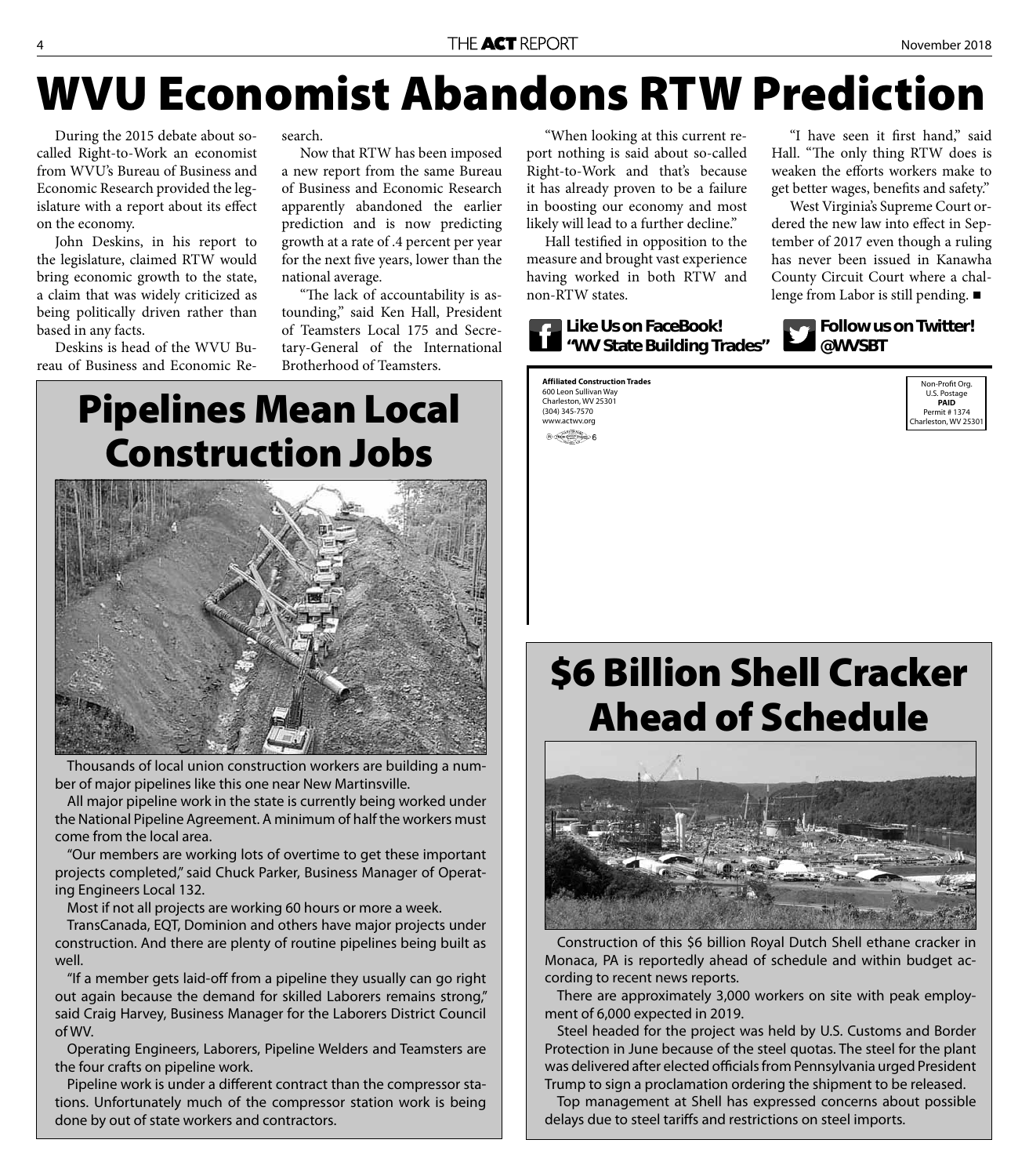# WVU Economist Abandons RTW Prediction

During the 2015 debate about so-called Right-to-Work an economist from WVU's Bureau of Business and Economic Research provided the legislature with a report about its effect on the economy.

John Deskins, in his report to the legislature, claimed RTW would bring economic growth to the state, a claim that was widely criticized as being politically driven rather than based in any facts.

Deskins is head of the WVU Bureau of Business and Economic Research.

Now that RTW has been imposed a new report from the same Bureau of Business and Economic Research apparently abandoned the earlier prediction and is now predicting growth at a rate of .4 percent per year for the next five years, lower than the national average.

"The lack of accountability is astounding," said Ken Hall, President of Teamsters Local 175 and Secretary-General of the International Brotherhood of Teamsters.

"When looking at this current report nothing is said about so-called Right-to-Work and that's because it has already proven to be a failure in boosting our economy and most likely will lead to a further decline."

Hall testified in opposition to the measure and brought vast experience having worked in both RTW and non-RTW states.

"I have seen it first hand," said Hall. "The only thing RTW does is weaken the efforts workers make to get better wages, benefits and safety."

West Virginia's Supreme Court ordered the new law into effect in September of 2017 even though a ruling has never been issued in Kanawha County Circuit Court where a challenge from Labor is still pending. ■

**Like Us on FaceBook! "WV State Building Trades"**

**Follow us on Twitter! @WVSBT**

**Affiliated Construction Trades**
600 Leon Sullivan Way
Charleston, WV 25301
(304) 345-7570
www.actwv.org

Non-Profit Org.
U.S. Postage
**PAID**
Permit # 1374
Charleston, WV 25301

## Pipelines Mean Local Construction Jobs

Thousands of local union construction workers are building a number of major pipelines like this one near New Martinsville.

All major pipeline work in the state is currently being worked under the National Pipeline Agreement. A minimum of half the workers must come from the local area.

"Our members are working lots of overtime to get these important projects completed," said Chuck Parker, Business Manager of Operating Engineers Local 132.

Most if not all projects are working 60 hours or more a week.

TransCanada, EQT, Dominion and others have major projects under construction. And there are plenty of routine pipelines being built as well.

"If a member gets laid-off from a pipeline they usually can go right out again because the demand for skilled Laborers remains strong," said Craig Harvey, Business Manager for the Laborers District Council of WV.

Operating Engineers, Laborers, Pipeline Welders and Teamsters are the four crafts on pipeline work.

Pipeline work is under a different contract than the compressor stations. Unfortunately much of the compressor station work is being done by out of state workers and contractors.

## $6 Billion Shell Cracker Ahead of Schedule

Construction of this $6 billion Royal Dutch Shell ethane cracker in Monaca, PA is reportedly ahead of schedule and within budget according to recent news reports.

There are approximately 3,000 workers on site with peak employment of 6,000 expected in 2019.

Steel headed for the project was held by U.S. Customs and Border Protection in June because of the steel quotas. The steel for the plant was delivered after elected officials from Pennsylvania urged President Trump to sign a proclamation ordering the shipment to be released.

Top management at Shell has expressed concerns about possible delays due to steel tariffs and restrictions on steel imports.